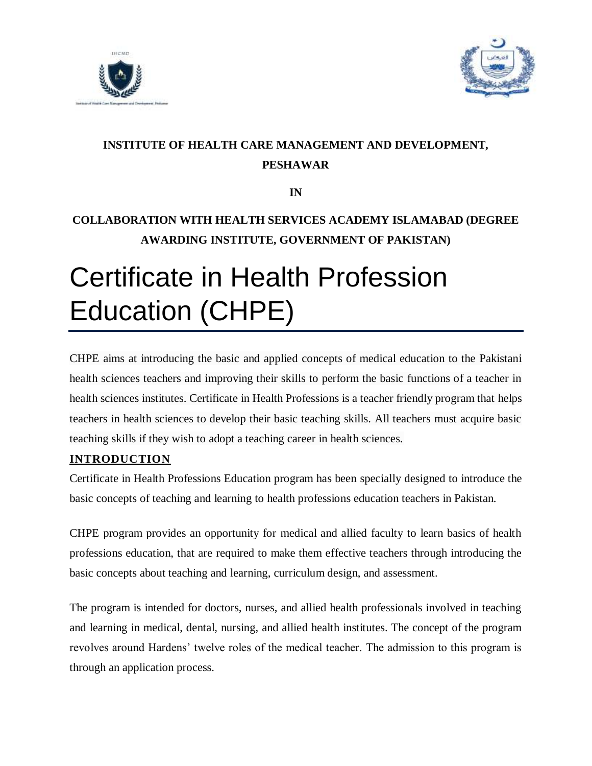**INSTITUTE OF HEALTH CARE MANAGEMENT AND DEVELOPMENT, PESHAWAR**

**IN**

**COLLABORATION WITH HEALTH SERVICES ACADEMY ISLAMABAD (DEGREE AWARDING INSTITUTE, GOVERNMENT OF PAKISTAN)**

# Certificate in Health Profession Education (CHPE)

CHPE aims at introducing the basic and applied concepts of medical education to the Pakistani health sciences teachers and improving their skills to perform the basic functions of a teacher in health sciences institutes. Certificate in Health Professions is a teacher friendly program that helps teachers in health sciences to develop their basic teaching skills. All teachers must acquire basic teaching skills if they wish to adopt a teaching career in health sciences.

## INTRODUCTION

Certificate in Health Professions Education program has been specially designed to introduce the basic concepts of teaching and learning to health professions education teachers in Pakistan.

CHPE program provides an opportunity for medical and allied faculty to learn basics of health professions education, that are required to make them effective teachers through introducing the basic concepts about teaching and learning, curriculum design, and assessment.

The program is intended for doctors, nurses, and allied health professionals involved in teaching and learning in medical, dental, nursing, and allied health institutes. The concept of the program revolves around Hardens' twelve roles of the medical teacher. The admission to this program is through an application process.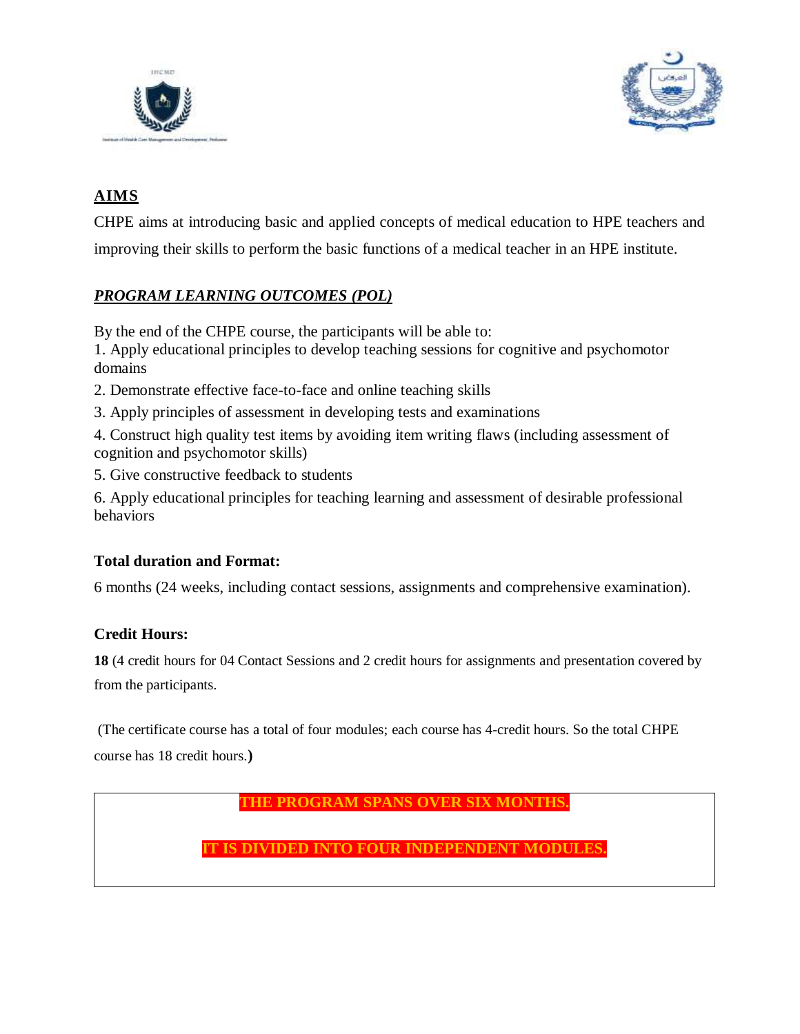## AIMS

CHPE aims at introducing basic and applied concepts of medical education to HPE teachers and improving their skills to perform the basic functions of a medical teacher in an HPE institute.

## *PROGRAM LEARNING OUTCOMES (POL)*

By the end of the CHPE course, the participants will be able to:

1. Apply educational principles to develop teaching sessions for cognitive and psychomotor domains
2. Demonstrate effective face-to-face and online teaching skills
3. Apply principles of assessment in developing tests and examinations
4. Construct high quality test items by avoiding item writing flaws (including assessment of cognition and psychomotor skills)
5. Give constructive feedback to students
6. Apply educational principles for teaching learning and assessment of desirable professional behaviors

**Total duration and Format:**

6 months (24 weeks, including contact sessions, assignments and comprehensive examination).

**Credit Hours:**

**18** (4 credit hours for 04 Contact Sessions and 2 credit hours for assignments and presentation covered by from the participants.

(The certificate course has a total of four modules; each course has 4-credit hours. So the total CHPE course has 18 credit hours.**)**

**THE PROGRAM SPANS OVER SIX MONTHS.**

**IT IS DIVIDED INTO FOUR INDEPENDENT MODULES.**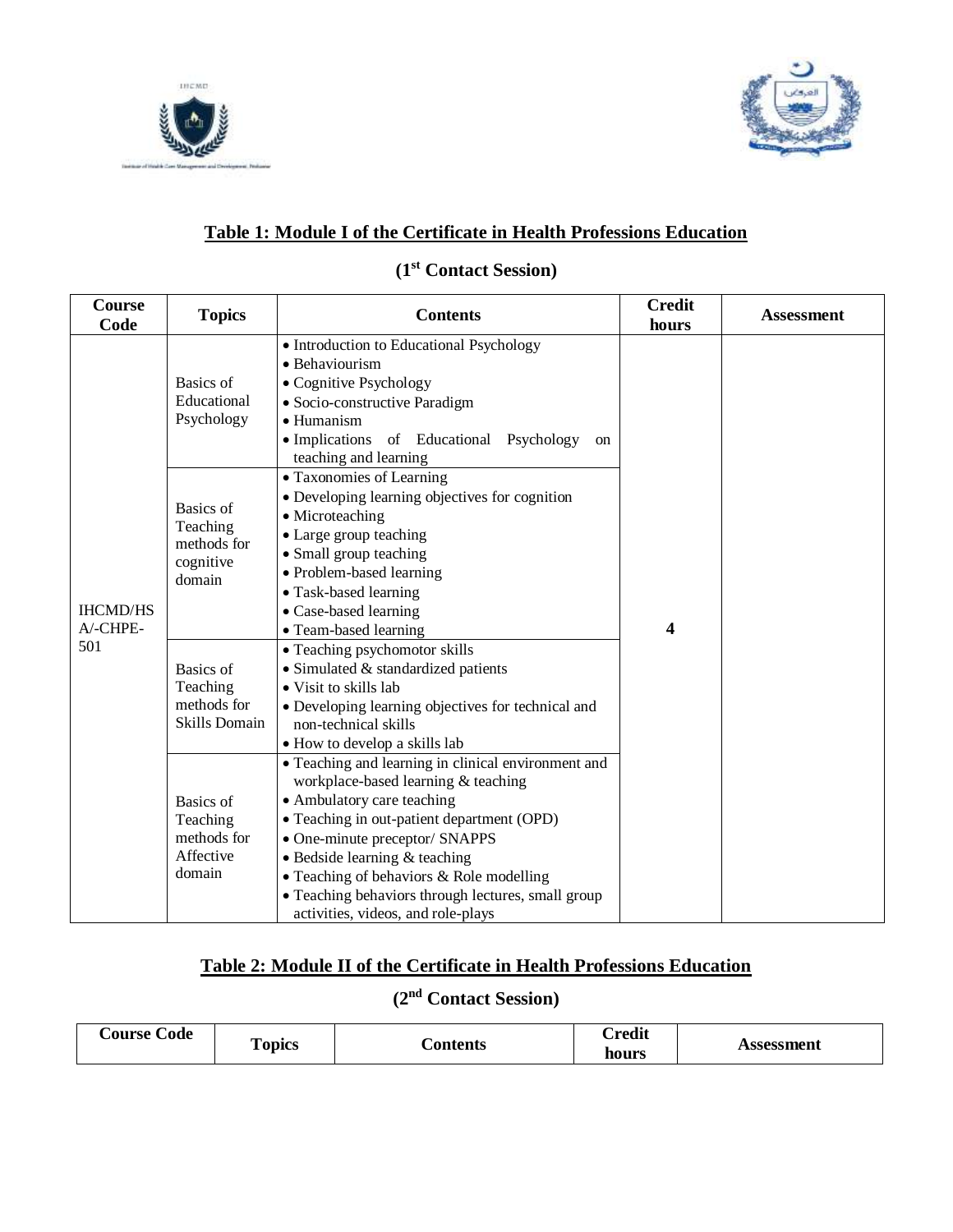## Table 1: Module I of the Certificate in Health Professions Education

### (1st Contact Session)

| Course Code | Topics | Contents | Credit hours | Assessment |
|---|---|---|---|---|
| IHCMD/HSA/-CHPE-501 | Basics of Educational Psychology | • Introduction to Educational Psychology<br>• Behaviourism<br>• Cognitive Psychology<br>• Socio-constructive Paradigm<br>• Humanism<br>• Implications of Educational Psychology on teaching and learning | 4 | |
| | Basics of Teaching methods for cognitive domain | • Taxonomies of Learning<br>• Developing learning objectives for cognition<br>• Microteaching<br>• Large group teaching<br>• Small group teaching<br>• Problem-based learning<br>• Task-based learning<br>• Case-based learning<br>• Team-based learning | | |
| | Basics of Teaching methods for Skills Domain | • Teaching psychomotor skills<br>• Simulated & standardized patients<br>• Visit to skills lab<br>• Developing learning objectives for technical and non-technical skills<br>• How to develop a skills lab | | |
| | Basics of Teaching methods for Affective domain | • Teaching and learning in clinical environment and workplace-based learning & teaching<br>• Ambulatory care teaching<br>• Teaching in out-patient department (OPD)<br>• One-minute preceptor/ SNAPPS<br>• Bedside learning & teaching<br>• Teaching of behaviors & Role modelling<br>• Teaching behaviors through lectures, small group activities, videos, and role-plays | | |

## Table 2: Module II of the Certificate in Health Professions Education

### (2nd Contact Session)

| Course Code | Topics | Contents | Credit hours | Assessment |
|---|---|---|---|---|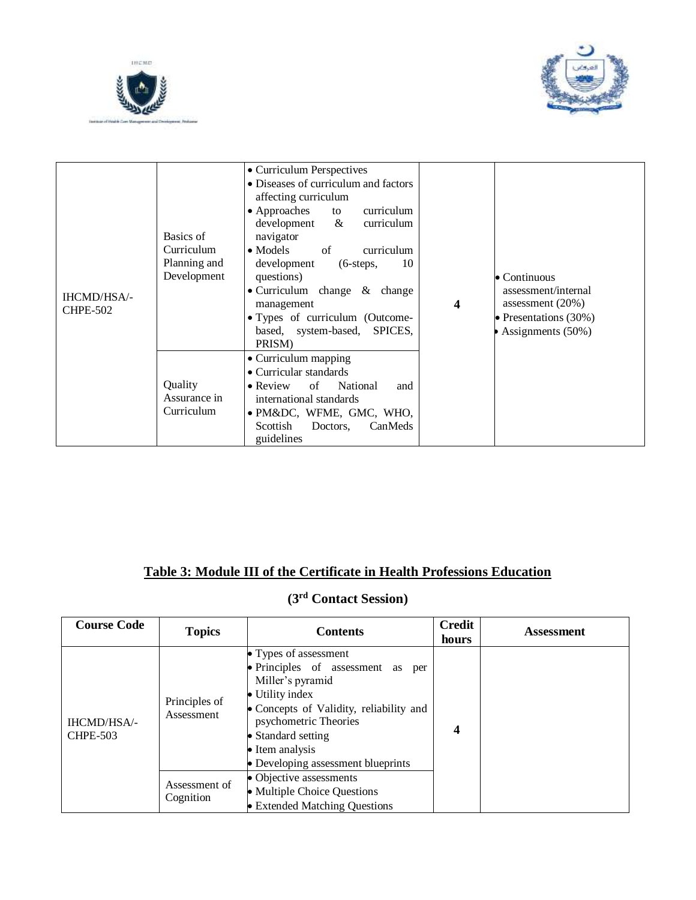| | | | | |
|---|---|---|---|---|
| IHCMD/HSA/-CHPE-502 | Basics of Curriculum Planning and Development | • Curriculum Perspectives<br>• Diseases of curriculum and factors affecting curriculum<br>• Approaches to curriculum development & curriculum navigator<br>• Models of curriculum development (6-steps, 10 questions)<br>• Curriculum change & change management<br>• Types of curriculum (Outcome-based, system-based, SPICES, PRISM) | 4 | • Continuous assessment/internal assessment (20%)<br>• Presentations (30%)<br>• Assignments (50%) |
| | Quality Assurance in Curriculum | • Curriculum mapping<br>• Curricular standards<br>• Review of National and international standards<br>• PM&DC, WFME, GMC, WHO, Scottish Doctors, CanMeds guidelines | | |

## Table 3: Module III of the Certificate in Health Professions Education

### (3rd Contact Session)

| Course Code | Topics | Contents | Credit hours | Assessment |
|---|---|---|---|---|
| IHCMD/HSA/-CHPE-503 | Principles of Assessment | • Types of assessment<br>• Principles of assessment as per Miller's pyramid<br>• Utility index<br>• Concepts of Validity, reliability and psychometric Theories<br>• Standard setting<br>• Item analysis<br>• Developing assessment blueprints | 4 | |
| | Assessment of Cognition | • Objective assessments<br>• Multiple Choice Questions<br>• Extended Matching Questions | | |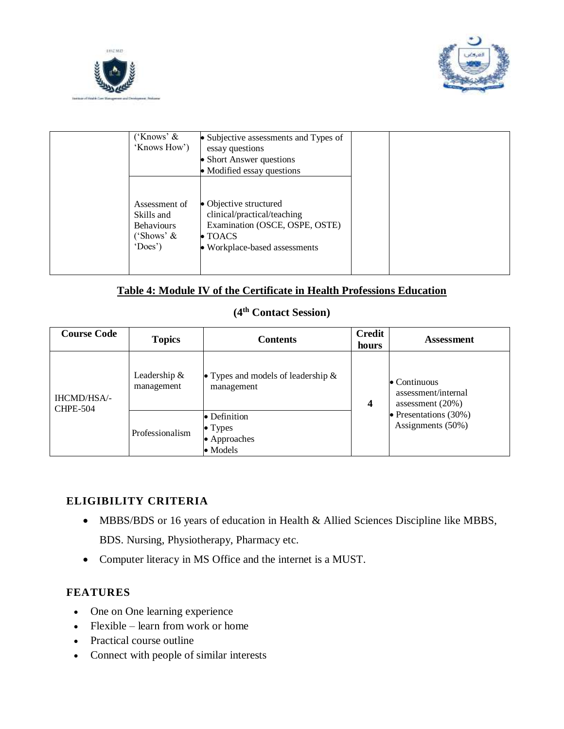| | ('Knows' & 'Knows How') | • Subjective assessments and Types of essay questions<br>• Short Answer questions<br>• Modified essay questions | | |
|---|---|---|---|---|
| | Assessment of Skills and Behaviours ('Shows' & 'Does') | • Objective structured clinical/practical/teaching Examination (OSCE, OSPE, OSTE)<br>• TOACS<br>• Workplace-based assessments | | |

**Table 4: Module IV of the Certificate in Health Professions Education**

**(4th Contact Session)**

| Course Code | Topics | Contents | Credit hours | Assessment |
|---|---|---|---|---|
| IHCMD/HSA/-CHPE-504 | Leadership & management | • Types and models of leadership & management | 4 | • Continuous assessment/internal assessment (20%)<br>• Presentations (30%) Assignments (50%) |
| | Professionalism | • Definition<br>• Types<br>• Approaches<br>• Models | | |

## ELIGIBILITY CRITERIA

- MBBS/BDS or 16 years of education in Health & Allied Sciences Discipline like MBBS, BDS. Nursing, Physiotherapy, Pharmacy etc.
- Computer literacy in MS Office and the internet is a MUST.

## FEATURES

- One on One learning experience
- Flexible – learn from work or home
- Practical course outline
- Connect with people of similar interests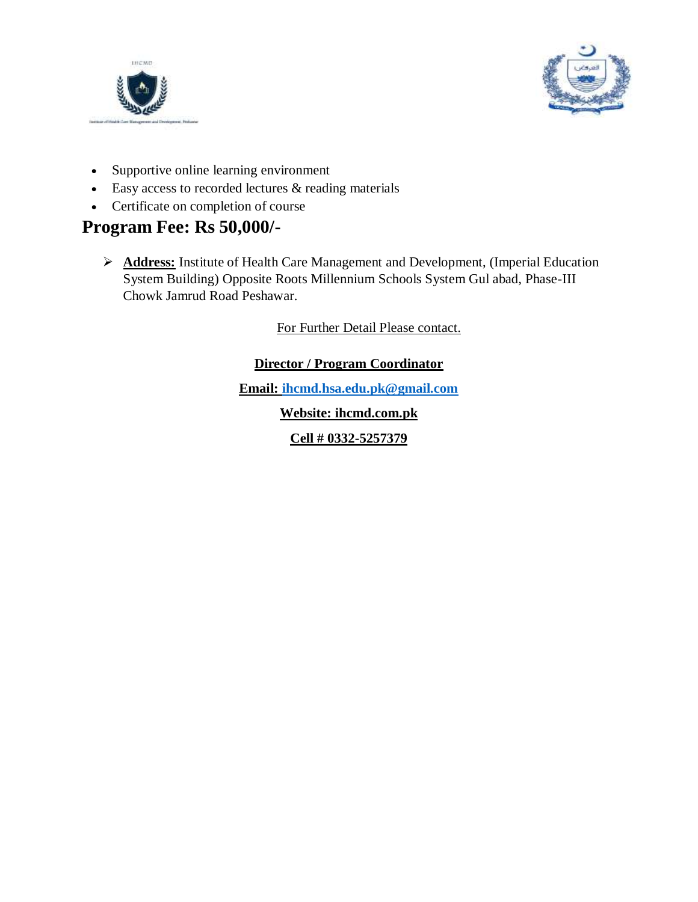- Supportive online learning environment
- Easy access to recorded lectures & reading materials
- Certificate on completion of course

## Program Fee: Rs 50,000/-

- **Address:** Institute of Health Care Management and Development, (Imperial Education System Building) Opposite Roots Millennium Schools System Gul abad, Phase-III Chowk Jamrud Road Peshawar.

For Further Detail Please contact.

**Director / Program Coordinator**

**Email: ihcmd.hsa.edu.pk@gmail.com**

**Website: ihcmd.com.pk**

**Cell # 0332-5257379**